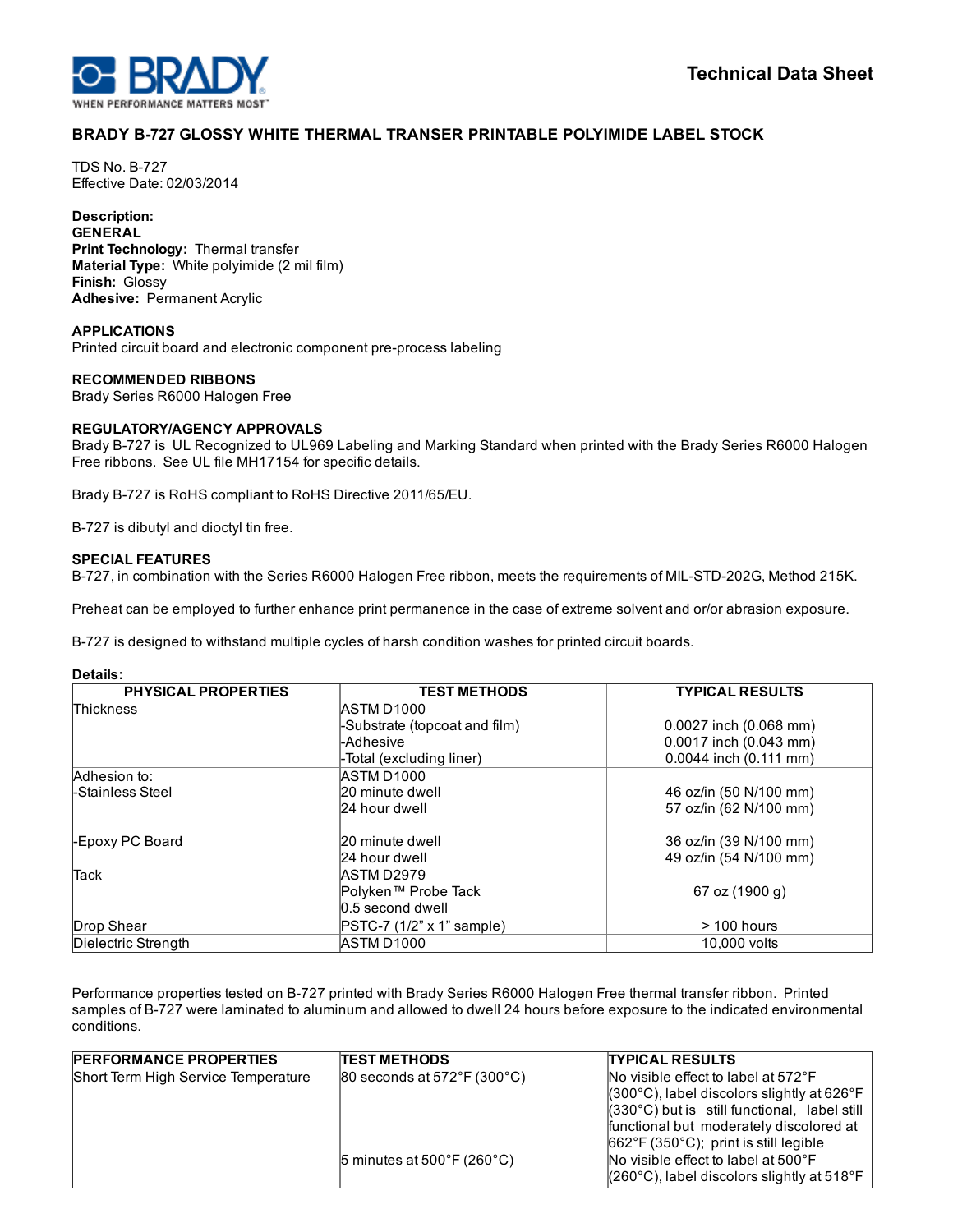# Technical Data Sheet

## BRADY B-727 GLOSSY WHITE THERMAL TRANSER PRINTABLE POLYIMIDE LABEL STOCK

TDS No. B-727
Effective Date: 02/03/2014

**Description:**
**GENERAL**
**Print Technology:** Thermal transfer
**Material Type:** White polyimide (2 mil film)
**Finish:** Glossy
**Adhesive:** Permanent Acrylic

**APPLICATIONS**
Printed circuit board and electronic component pre-process labeling

**RECOMMENDED RIBBONS**
Brady Series R6000 Halogen Free

**REGULATORY/AGENCY APPROVALS**
Brady B-727 is UL Recognized to UL969 Labeling and Marking Standard when printed with the Brady Series R6000 Halogen Free ribbons. See UL file MH17154 for specific details.

Brady B-727 is RoHS compliant to RoHS Directive 2011/65/EU.

B-727 is dibutyl and dioctyl tin free.

**SPECIAL FEATURES**
B-727, in combination with the Series R6000 Halogen Free ribbon, meets the requirements of MIL-STD-202G, Method 215K.

Preheat can be employed to further enhance print permanence in the case of extreme solvent and or/or abrasion exposure.

B-727 is designed to withstand multiple cycles of harsh condition washes for printed circuit boards.

**Details:**

| PHYSICAL PROPERTIES | TEST METHODS | TYPICAL RESULTS |
|---|---|---|
| Thickness | ASTM D1000 | |
| | -Substrate (topcoat and film) | 0.0027 inch (0.068 mm) |
| | -Adhesive | 0.0017 inch (0.043 mm) |
| | -Total (excluding liner) | 0.0044 inch (0.111 mm) |
| Adhesion to: | ASTM D1000 | |
| -Stainless Steel | 20 minute dwell | 46 oz/in (50 N/100 mm) |
| | 24 hour dwell | 57 oz/in (62 N/100 mm) |
| -Epoxy PC Board | 20 minute dwell | 36 oz/in (39 N/100 mm) |
| | 24 hour dwell | 49 oz/in (54 N/100 mm) |
| Tack | ASTM D2979 Polyken™ Probe Tack 0.5 second dwell | 67 oz (1900 g) |
| Drop Shear | PSTC-7 (1/2" x 1" sample) | > 100 hours |
| Dielectric Strength | ASTM D1000 | 10,000 volts |

Performance properties tested on B-727 printed with Brady Series R6000 Halogen Free thermal transfer ribbon. Printed samples of B-727 were laminated to aluminum and allowed to dwell 24 hours before exposure to the indicated environmental conditions.

| PERFORMANCE PROPERTIES | TEST METHODS | TYPICAL RESULTS |
|---|---|---|
| Short Term High Service Temperature | 80 seconds at 572°F (300°C) | No visible effect to label at 572°F (300°C), label discolors slightly at 626°F (330°C) but is still functional, label still functional but moderately discolored at 662°F (350°C); print is still legible |
| | 5 minutes at 500°F (260°C) | No visible effect to label at 500°F (260°C), label discolors slightly at 518°F |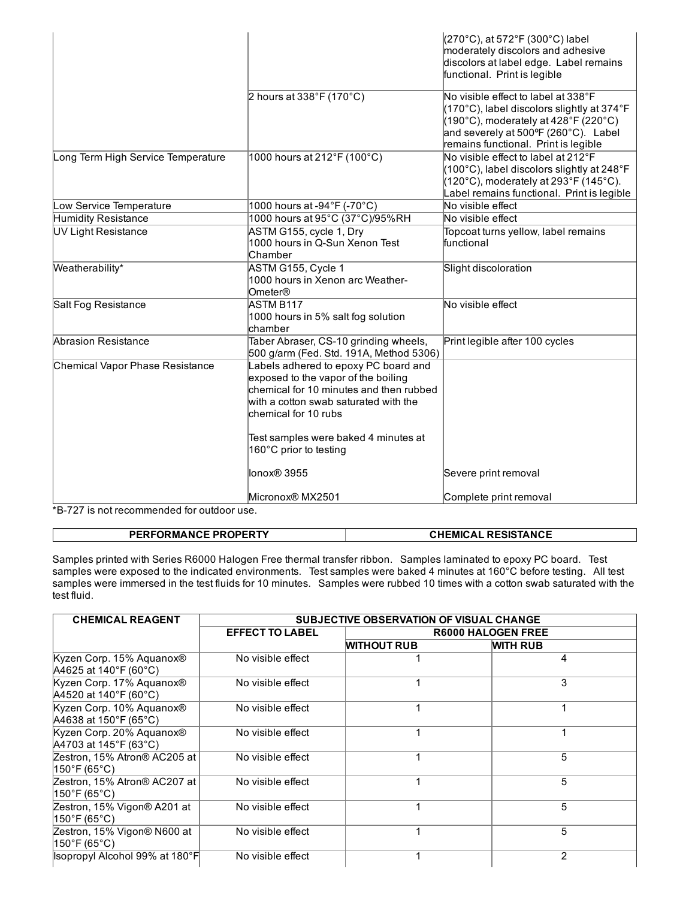| | | |
|---|---|---|
| | | (270°C), at 572°F (300°C) label moderately discolors and adhesive discolors at label edge. Label remains functional. Print is legible |
| | 2 hours at 338°F (170°C) | No visible effect to label at 338°F (170°C), label discolors slightly at 374°F (190°C), moderately at 428°F (220°C) and severely at 500ºF (260°C). Label remains functional. Print is legible |
| Long Term High Service Temperature | 1000 hours at 212°F (100°C) | No visible effect to label at 212°F (100°C), label discolors slightly at 248°F (120°C), moderately at 293°F (145°C). Label remains functional. Print is legible |
| Low Service Temperature | 1000 hours at -94°F (-70°C) | No visible effect |
| Humidity Resistance | 1000 hours at 95°C (37°C)/95%RH | No visible effect |
| UV Light Resistance | ASTM G155, cycle 1, Dry<br>1000 hours in Q-Sun Xenon Test Chamber | Topcoat turns yellow, label remains functional |
| Weatherability* | ASTM G155, Cycle 1<br>1000 hours in Xenon arc Weather-Ometer® | Slight discoloration |
| Salt Fog Resistance | ASTM B117<br>1000 hours in 5% salt fog solution chamber | No visible effect |
| Abrasion Resistance | Taber Abraser, CS-10 grinding wheels, 500 g/arm (Fed. Std. 191A, Method 5306) | Print legible after 100 cycles |
| Chemical Vapor Phase Resistance | Labels adhered to epoxy PC board and exposed to the vapor of the boiling chemical for 10 minutes and then rubbed with a cotton swab saturated with the chemical for 10 rubs<br><br>Test samples were baked 4 minutes at 160°C prior to testing | |
| | Ionox® 3955 | Severe print removal |
| | Micronox® MX2501 | Complete print removal |

*B-727 is not recommended for outdoor use.

| PERFORMANCE PROPERTY | CHEMICAL RESISTANCE |
|---|---|

Samples printed with Series R6000 Halogen Free thermal transfer ribbon. Samples laminated to epoxy PC board. Test samples were exposed to the indicated environments. Test samples were baked 4 minutes at 160°C before testing. All test samples were immersed in the test fluids for 10 minutes. Samples were rubbed 10 times with a cotton swab saturated with the test fluid.

| CHEMICAL REAGENT | SUBJECTIVE OBSERVATION OF VISUAL CHANGE | | |
|---|---|---|---|
| | EFFECT TO LABEL | R6000 HALOGEN FREE | |
| | | WITHOUT RUB | WITH RUB |
| Kyzen Corp. 15% Aquanox® A4625 at 140°F (60°C) | No visible effect | 1 | 4 |
| Kyzen Corp. 17% Aquanox® A4520 at 140°F (60°C) | No visible effect | 1 | 3 |
| Kyzen Corp. 10% Aquanox® A4638 at 150°F (65°C) | No visible effect | 1 | 1 |
| Kyzen Corp. 20% Aquanox® A4703 at 145°F (63°C) | No visible effect | 1 | 1 |
| Zestron, 15% Atron® AC205 at 150°F (65°C) | No visible effect | 1 | 5 |
| Zestron, 15% Atron® AC207 at 150°F (65°C) | No visible effect | 1 | 5 |
| Zestron, 15% Vigon® A201 at 150°F (65°C) | No visible effect | 1 | 5 |
| Zestron, 15% Vigon® N600 at 150°F (65°C) | No visible effect | 1 | 5 |
| Isopropyl Alcohol 99% at 180°F | No visible effect | 1 | 2 |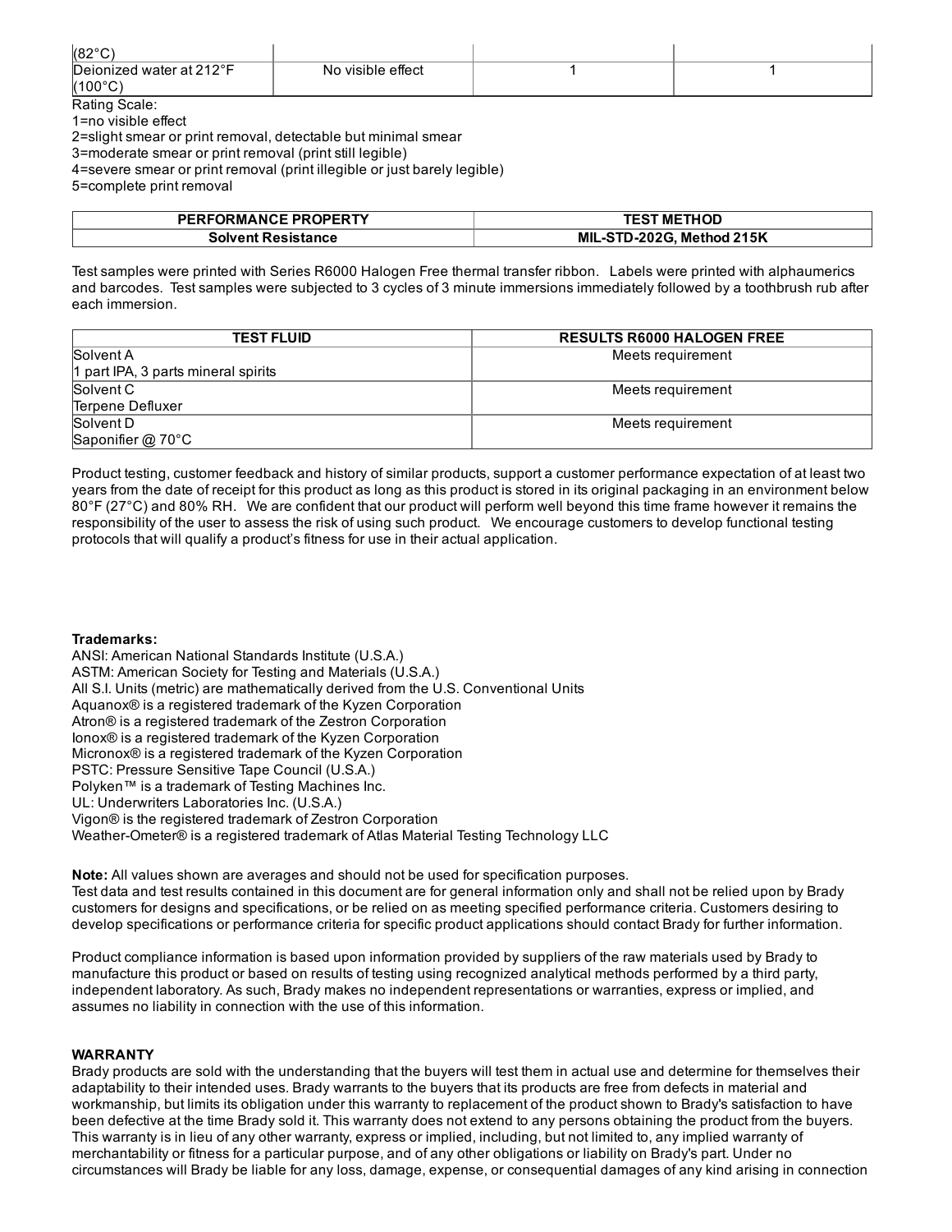| | | | |
|---|---|---|---|
| (82°C) | | | |
| Deionized water at 212°F (100°C) | No visible effect | 1 | 1 |

Rating Scale:
1=no visible effect
2=slight smear or print removal, detectable but minimal smear
3=moderate smear or print removal (print still legible)
4=severe smear or print removal (print illegible or just barely legible)
5=complete print removal

| PERFORMANCE PROPERTY | TEST METHOD |
|---|---|
| Solvent Resistance | MIL-STD-202G, Method 215K |

Test samples were printed with Series R6000 Halogen Free thermal transfer ribbon. Labels were printed with alphaumerics and barcodes. Test samples were subjected to 3 cycles of 3 minute immersions immediately followed by a toothbrush rub after each immersion.

| TEST FLUID | RESULTS R6000 HALOGEN FREE |
|---|---|
| Solvent A<br>1 part IPA, 3 parts mineral spirits | Meets requirement |
| Solvent C<br>Terpene Defluxer | Meets requirement |
| Solvent D<br>Saponifier @ 70°C | Meets requirement |

Product testing, customer feedback and history of similar products, support a customer performance expectation of at least two years from the date of receipt for this product as long as this product is stored in its original packaging in an environment below 80°F (27°C) and 80% RH. We are confident that our product will perform well beyond this time frame however it remains the responsibility of the user to assess the risk of using such product. We encourage customers to develop functional testing protocols that will qualify a product's fitness for use in their actual application.

**Trademarks:**
ANSI: American National Standards Institute (U.S.A.)
ASTM: American Society for Testing and Materials (U.S.A.)
All S.I. Units (metric) are mathematically derived from the U.S. Conventional Units
Aquanox® is a registered trademark of the Kyzen Corporation
Atron® is a registered trademark of the Zestron Corporation
Ionox® is a registered trademark of the Kyzen Corporation
Micronox® is a registered trademark of the Kyzen Corporation
PSTC: Pressure Sensitive Tape Council (U.S.A.)
Polyken™ is a trademark of Testing Machines Inc.
UL: Underwriters Laboratories Inc. (U.S.A.)
Vigon® is the registered trademark of Zestron Corporation
Weather-Ometer® is a registered trademark of Atlas Material Testing Technology LLC

**Note:** All values shown are averages and should not be used for specification purposes.
Test data and test results contained in this document are for general information only and shall not be relied upon by Brady customers for designs and specifications, or be relied on as meeting specified performance criteria. Customers desiring to develop specifications or performance criteria for specific product applications should contact Brady for further information.

Product compliance information is based upon information provided by suppliers of the raw materials used by Brady to manufacture this product or based on results of testing using recognized analytical methods performed by a third party, independent laboratory. As such, Brady makes no independent representations or warranties, express or implied, and assumes no liability in connection with the use of this information.

**WARRANTY**
Brady products are sold with the understanding that the buyers will test them in actual use and determine for themselves their adaptability to their intended uses. Brady warrants to the buyers that its products are free from defects in material and workmanship, but limits its obligation under this warranty to replacement of the product shown to Brady's satisfaction to have been defective at the time Brady sold it. This warranty does not extend to any persons obtaining the product from the buyers. This warranty is in lieu of any other warranty, express or implied, including, but not limited to, any implied warranty of merchantability or fitness for a particular purpose, and of any other obligations or liability on Brady's part. Under no circumstances will Brady be liable for any loss, damage, expense, or consequential damages of any kind arising in connection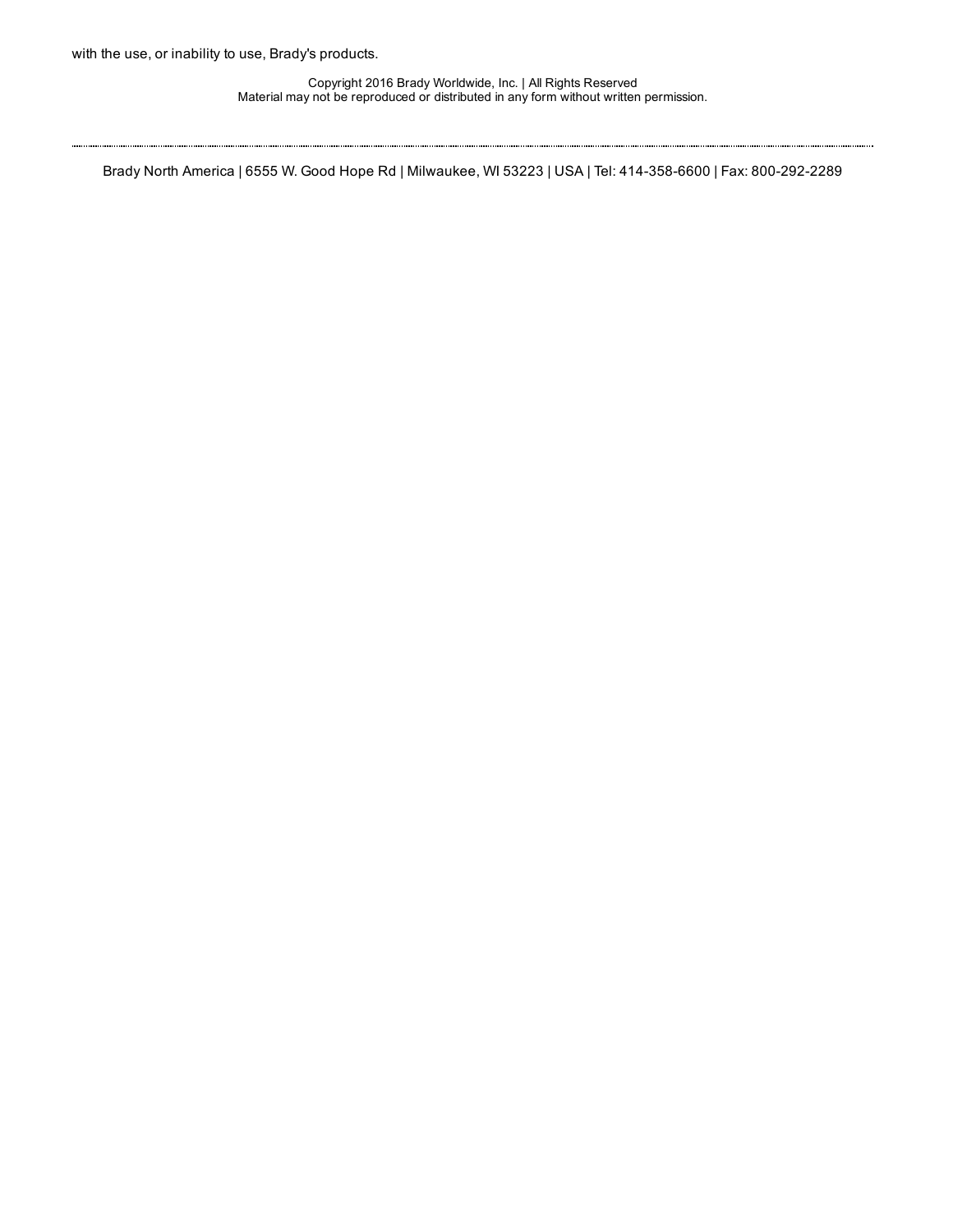with the use, or inability to use, Brady's products.

Copyright 2016 Brady Worldwide, Inc. | All Rights Reserved
Material may not be reproduced or distributed in any form without written permission.

---

Brady North America | 6555 W. Good Hope Rd | Milwaukee, WI 53223 | USA | Tel: 414-358-6600 | Fax: 800-292-2289